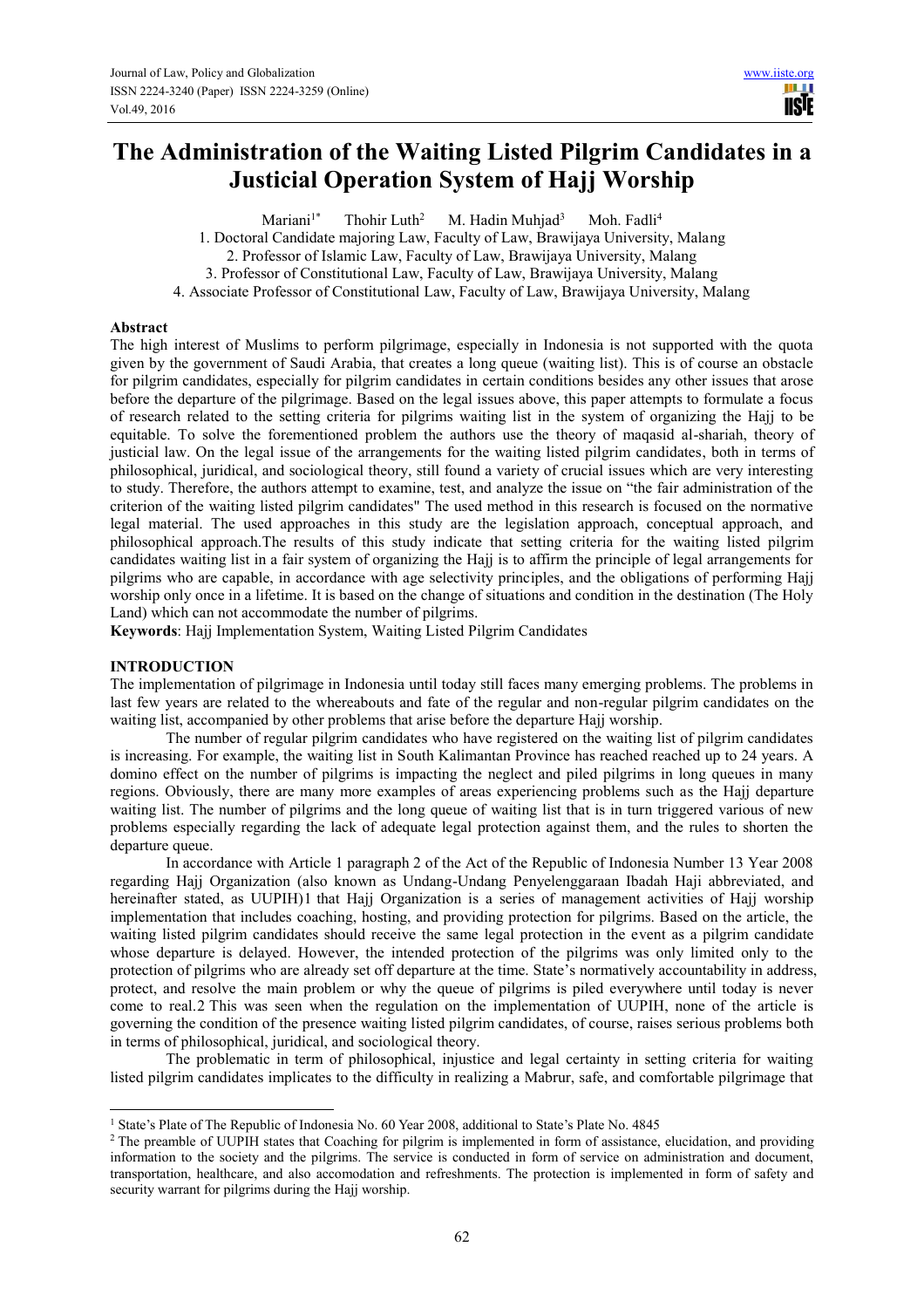# The Administration of the Waiting Listed Pilgrim Candidates in a Justicial Operation System of Hajj Worship

Mariani[1*] Thohir Luth[2] M. Hadin Muhjad[3] Moh. Fadli[4]

1. Doctoral Candidate majoring Law, Faculty of Law, Brawijaya University, Malang
2. Professor of Islamic Law, Faculty of Law, Brawijaya University, Malang
3. Professor of Constitutional Law, Faculty of Law, Brawijaya University, Malang
4. Associate Professor of Constitutional Law, Faculty of Law, Brawijaya University, Malang

## Abstract

The high interest of Muslims to perform pilgrimage, especially in Indonesia is not supported with the quota given by the government of Saudi Arabia, that creates a long queue (waiting list). This is of course an obstacle for pilgrim candidates, especially for pilgrim candidates in certain conditions besides any other issues that arose before the departure of the pilgrimage. Based on the legal issues above, this paper attempts to formulate a focus of research related to the setting criteria for pilgrims waiting list in the system of organizing the Hajj to be equitable. To solve the forementioned problem the authors use the theory of maqasid al-shariah, theory of justicial law. On the legal issue of the arrangements for the waiting listed pilgrim candidates, both in terms of philosophical, juridical, and sociological theory, still found a variety of crucial issues which are very interesting to study. Therefore, the authors attempt to examine, test, and analyze the issue on "the fair administration of the criterion of the waiting listed pilgrim candidates" The used method in this research is focused on the normative legal material. The used approaches in this study are the legislation approach, conceptual approach, and philosophical approach.The results of this study indicate that setting criteria for the waiting listed pilgrim candidates waiting list in a fair system of organizing the Hajj is to affirm the principle of legal arrangements for pilgrims who are capable, in accordance with age selectivity principles, and the obligations of performing Hajj worship only once in a lifetime. It is based on the change of situations and condition in the destination (The Holy Land) which can not accommodate the number of pilgrims.

**Keywords**: Hajj Implementation System, Waiting Listed Pilgrim Candidates

## INTRODUCTION

The implementation of pilgrimage in Indonesia until today still faces many emerging problems. The problems in last few years are related to the whereabouts and fate of the regular and non-regular pilgrim candidates on the waiting list, accompanied by other problems that arise before the departure Hajj worship.

The number of regular pilgrim candidates who have registered on the waiting list of pilgrim candidates is increasing. For example, the waiting list in South Kalimantan Province has reached reached up to 24 years. A domino effect on the number of pilgrims is impacting the neglect and piled pilgrims in long queues in many regions. Obviously, there are many more examples of areas experiencing problems such as the Hajj departure waiting list. The number of pilgrims and the long queue of waiting list that is in turn triggered various of new problems especially regarding the lack of adequate legal protection against them, and the rules to shorten the departure queue.

In accordance with Article 1 paragraph 2 of the Act of the Republic of Indonesia Number 13 Year 2008 regarding Hajj Organization (also known as Undang-Undang Penyelenggaraan Ibadah Haji abbreviated, and hereinafter stated, as UUPIH)1 that Hajj Organization is a series of management activities of Hajj worship implementation that includes coaching, hosting, and providing protection for pilgrims. Based on the article, the waiting listed pilgrim candidates should receive the same legal protection in the event as a pilgrim candidate whose departure is delayed. However, the intended protection of the pilgrims was only limited only to the protection of pilgrims who are already set off departure at the time. State's normatively accountability in address, protect, and resolve the main problem or why the queue of pilgrims is piled everywhere until today is never come to real.2 This was seen when the regulation on the implementation of UUPIH, none of the article is governing the condition of the presence waiting listed pilgrim candidates, of course, raises serious problems both in terms of philosophical, juridical, and sociological theory.

The problematic in term of philosophical, injustice and legal certainty in setting criteria for waiting listed pilgrim candidates implicates to the difficulty in realizing a Mabrur, safe, and comfortable pilgrimage that

---

[1] State's Plate of The Republic of Indonesia No. 60 Year 2008, additional to State's Plate No. 4845

[2] The preamble of UUPIH states that Coaching for pilgrim is implemented in form of assistance, elucidation, and providing information to the society and the pilgrims. The service is conducted in form of service on administration and document, transportation, healthcare, and also accomodation and refreshments. The protection is implemented in form of safety and security warrant for pilgrims during the Hajj worship.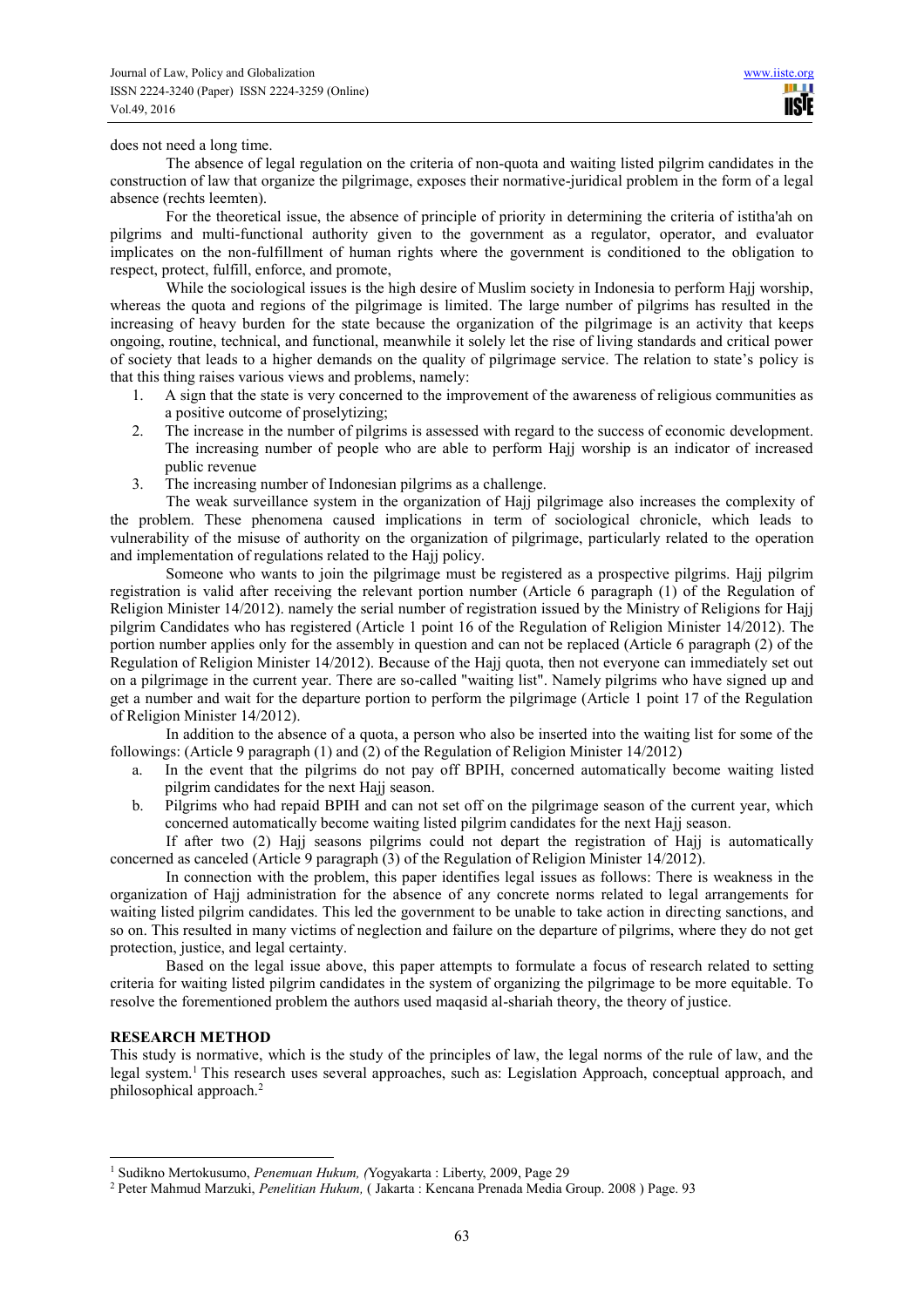does not need a long time.

The absence of legal regulation on the criteria of non-quota and waiting listed pilgrim candidates in the construction of law that organize the pilgrimage, exposes their normative-juridical problem in the form of a legal absence (rechts leemten).

For the theoretical issue, the absence of principle of priority in determining the criteria of istitha'ah on pilgrims and multi-functional authority given to the government as a regulator, operator, and evaluator implicates on the non-fulfillment of human rights where the government is conditioned to the obligation to respect, protect, fulfill, enforce, and promote,

While the sociological issues is the high desire of Muslim society in Indonesia to perform Hajj worship, whereas the quota and regions of the pilgrimage is limited. The large number of pilgrims has resulted in the increasing of heavy burden for the state because the organization of the pilgrimage is an activity that keeps ongoing, routine, technical, and functional, meanwhile it solely let the rise of living standards and critical power of society that leads to a higher demands on the quality of pilgrimage service. The relation to state's policy is that this thing raises various views and problems, namely:

1. A sign that the state is very concerned to the improvement of the awareness of religious communities as a positive outcome of proselytizing;
2. The increase in the number of pilgrims is assessed with regard to the success of economic development. The increasing number of people who are able to perform Hajj worship is an indicator of increased public revenue
3. The increasing number of Indonesian pilgrims as a challenge.

The weak surveillance system in the organization of Hajj pilgrimage also increases the complexity of the problem. These phenomena caused implications in term of sociological chronicle, which leads to vulnerability of the misuse of authority on the organization of pilgrimage, particularly related to the operation and implementation of regulations related to the Hajj policy.

Someone who wants to join the pilgrimage must be registered as a prospective pilgrims. Hajj pilgrim registration is valid after receiving the relevant portion number (Article 6 paragraph (1) of the Regulation of Religion Minister 14/2012). namely the serial number of registration issued by the Ministry of Religions for Hajj pilgrim Candidates who has registered (Article 1 point 16 of the Regulation of Religion Minister 14/2012). The portion number applies only for the assembly in question and can not be replaced (Article 6 paragraph (2) of the Regulation of Religion Minister 14/2012). Because of the Hajj quota, then not everyone can immediately set out on a pilgrimage in the current year. There are so-called "waiting list". Namely pilgrims who have signed up and get a number and wait for the departure portion to perform the pilgrimage (Article 1 point 17 of the Regulation of Religion Minister 14/2012).

In addition to the absence of a quota, a person who also be inserted into the waiting list for some of the followings: (Article 9 paragraph (1) and (2) of the Regulation of Religion Minister 14/2012)

a. In the event that the pilgrims do not pay off BPIH, concerned automatically become waiting listed pilgrim candidates for the next Hajj season.
b. Pilgrims who had repaid BPIH and can not set off on the pilgrimage season of the current year, which concerned automatically become waiting listed pilgrim candidates for the next Hajj season.

If after two (2) Hajj seasons pilgrims could not depart the registration of Hajj is automatically concerned as canceled (Article 9 paragraph (3) of the Regulation of Religion Minister 14/2012).

In connection with the problem, this paper identifies legal issues as follows: There is weakness in the organization of Hajj administration for the absence of any concrete norms related to legal arrangements for waiting listed pilgrim candidates. This led the government to be unable to take action in directing sanctions, and so on. This resulted in many victims of neglection and failure on the departure of pilgrims, where they do not get protection, justice, and legal certainty.

Based on the legal issue above, this paper attempts to formulate a focus of research related to setting criteria for waiting listed pilgrim candidates in the system of organizing the pilgrimage to be more equitable. To resolve the forementioned problem the authors used maqasid al-shariah theory, the theory of justice.

## RESEARCH METHOD

This study is normative, which is the study of the principles of law, the legal norms of the rule of law, and the legal system.[1] This research uses several approaches, such as: Legislation Approach, conceptual approach, and philosophical approach.[2]

---

[1] Sudikno Mertokusumo, *Penemuan Hukum, (*Yogyakarta : Liberty, 2009, Page 29

[2] Peter Mahmud Marzuki, *Penelitian Hukum,* ( Jakarta : Kencana Prenada Media Group. 2008 ) Page. 93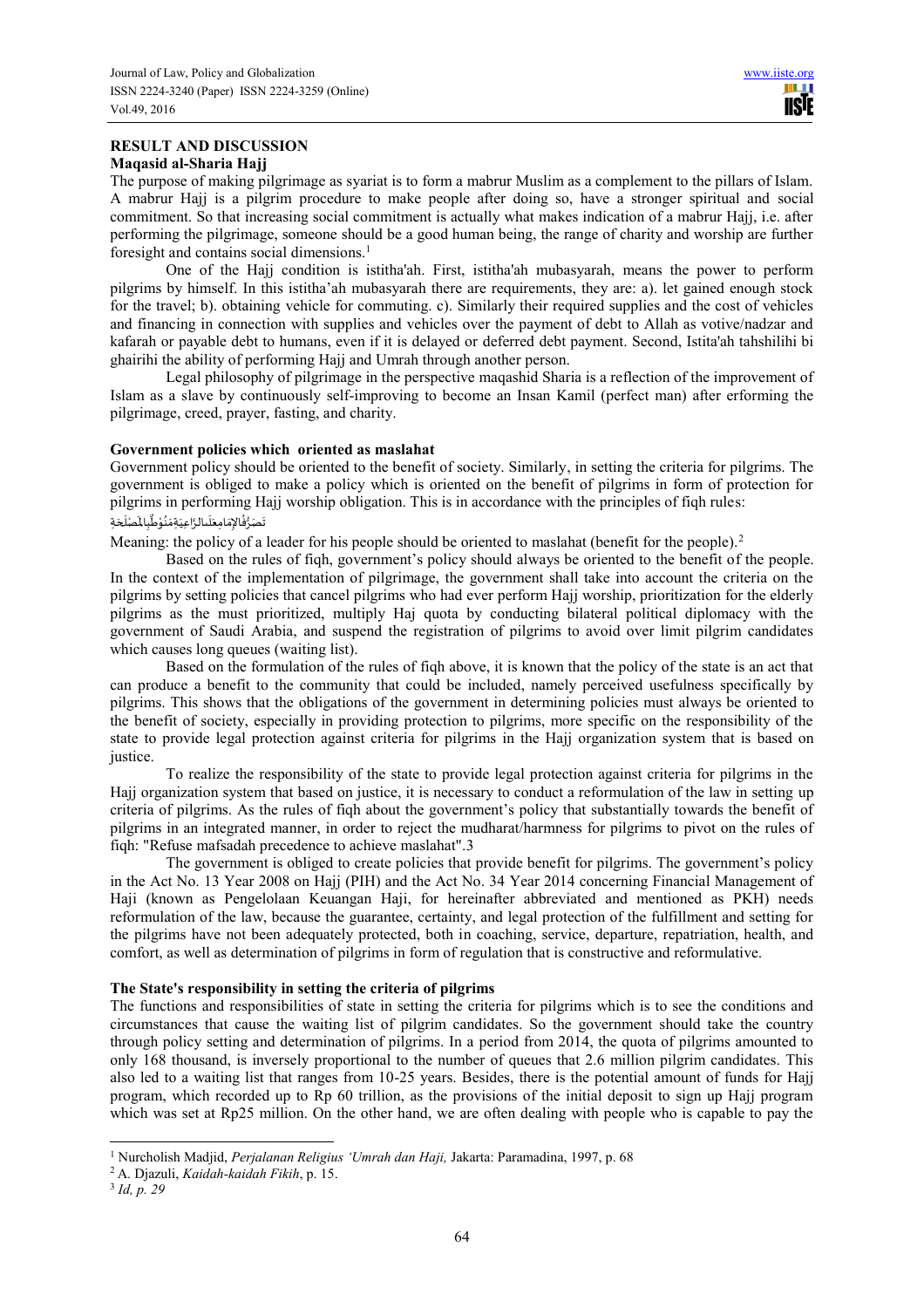## RESULT AND DISCUSSION

### Maqasid al-Sharia Hajj

The purpose of making pilgrimage as syariat is to form a mabrur Muslim as a complement to the pillars of Islam. A mabrur Hajj is a pilgrim procedure to make people after doing so, have a stronger spiritual and social commitment. So that increasing social commitment is actually what makes indication of a mabrur Hajj, i.e. after performing the pilgrimage, someone should be a good human being, the range of charity and worship are further foresight and contains social dimensions.[1]

One of the Hajj condition is istitha'ah. First, istitha'ah mubasyarah, means the power to perform pilgrims by himself. In this istitha'ah mubasyarah there are requirements, they are: a). let gained enough stock for the travel; b). obtaining vehicle for commuting. c). Similarly their required supplies and the cost of vehicles and financing in connection with supplies and vehicles over the payment of debt to Allah as votive/nadzar and kafarah or payable debt to humans, even if it is delayed or deferred debt payment. Second, Istita'ah tahshilihi bi ghairihi the ability of performing Hajj and Umrah through another person.

Legal philosophy of pilgrimage in the perspective maqashid Sharia is a reflection of the improvement of Islam as a slave by continuously self-improving to become an Insan Kamil (perfect man) after erforming the pilgrimage, creed, prayer, fasting, and charity.

### Government policies which oriented as maslahat

Government policy should be oriented to the benefit of society. Similarly, in setting the criteria for pilgrims. The government is obliged to make a policy which is oriented on the benefit of pilgrims in form of protection for pilgrims in performing Hajj worship obligation. This is in accordance with the principles of fiqh rules:

تَصَرُّفُالإِمَامِعَلَىالرَّاعِيَّةِمَنُوْطٌبِالمَصْلَحَةِ

Meaning: the policy of a leader for his people should be oriented to maslahat (benefit for the people).[2]

Based on the rules of fiqh, government's policy should always be oriented to the benefit of the people. In the context of the implementation of pilgrimage, the government shall take into account the criteria on the pilgrims by setting policies that cancel pilgrims who had ever perform Hajj worship, prioritization for the elderly pilgrims as the must prioritized, multiply Haj quota by conducting bilateral political diplomacy with the government of Saudi Arabia, and suspend the registration of pilgrims to avoid over limit pilgrim candidates which causes long queues (waiting list).

Based on the formulation of the rules of fiqh above, it is known that the policy of the state is an act that can produce a benefit to the community that could be included, namely perceived usefulness specifically by pilgrims. This shows that the obligations of the government in determining policies must always be oriented to the benefit of society, especially in providing protection to pilgrims, more specific on the responsibility of the state to provide legal protection against criteria for pilgrims in the Hajj organization system that is based on justice.

To realize the responsibility of the state to provide legal protection against criteria for pilgrims in the Hajj organization system that based on justice, it is necessary to conduct a reformulation of the law in setting up criteria of pilgrims. As the rules of fiqh about the government's policy that substantially towards the benefit of pilgrims in an integrated manner, in order to reject the mudharat/harmness for pilgrims to pivot on the rules of fiqh: "Refuse mafsadah precedence to achieve maslahat".3

The government is obliged to create policies that provide benefit for pilgrims. The government's policy in the Act No. 13 Year 2008 on Hajj (PIH) and the Act No. 34 Year 2014 concerning Financial Management of Haji (known as Pengelolaan Keuangan Haji, for hereinafter abbreviated and mentioned as PKH) needs reformulation of the law, because the guarantee, certainty, and legal protection of the fulfillment and setting for the pilgrims have not been adequately protected, both in coaching, service, departure, repatriation, health, and comfort, as well as determination of pilgrims in form of regulation that is constructive and reformulative.

### The State's responsibility in setting the criteria of pilgrims

The functions and responsibilities of state in setting the criteria for pilgrims which is to see the conditions and circumstances that cause the waiting list of pilgrim candidates. So the government should take the country through policy setting and determination of pilgrims. In a period from 2014, the quota of pilgrims amounted to only 168 thousand, is inversely proportional to the number of queues that 2.6 million pilgrim candidates. This also led to a waiting list that ranges from 10-25 years. Besides, there is the potential amount of funds for Hajj program, which recorded up to Rp 60 trillion, as the provisions of the initial deposit to sign up Hajj program which was set at Rp25 million. On the other hand, we are often dealing with people who is capable to pay the

---

[1] Nurcholish Madjid, *Perjalanan Religius 'Umrah dan Haji,* Jakarta: Paramadina, 1997, p. 68

[2] A. Djazuli, *Kaidah-kaidah Fikih*, p. 15.

[3] *Id, p. 29*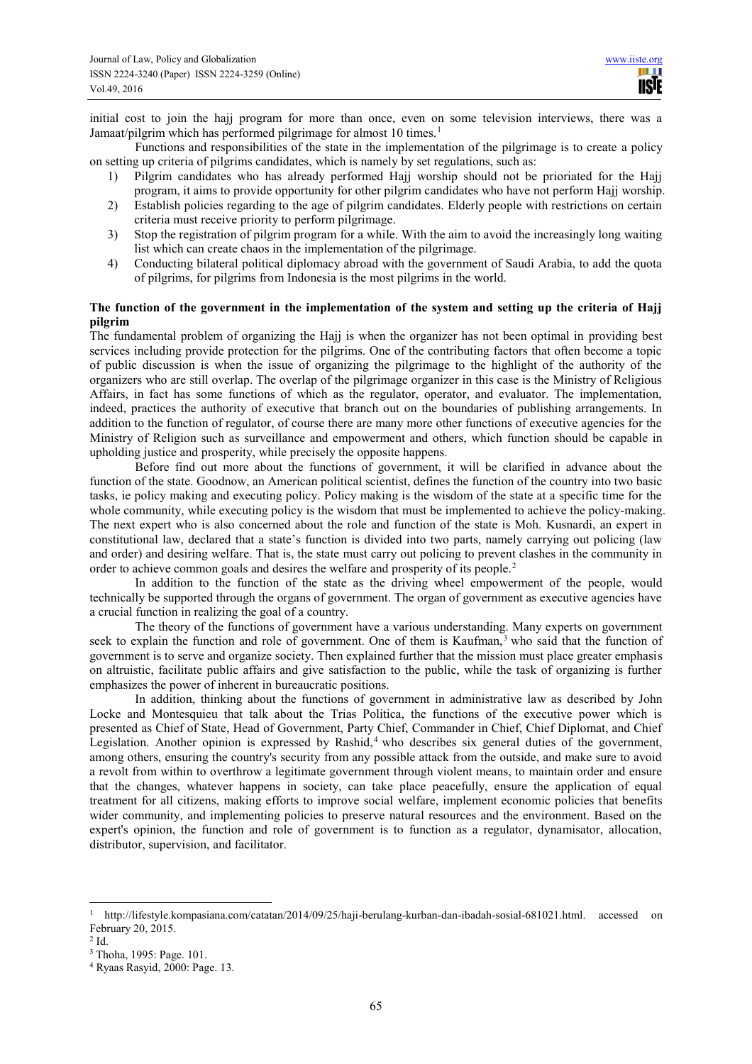initial cost to join the hajj program for more than once, even on some television interviews, there was a Jamaat/pilgrim which has performed pilgrimage for almost 10 times.[1]

Functions and responsibilities of the state in the implementation of the pilgrimage is to create a policy on setting up criteria of pilgrims candidates, which is namely by set regulations, such as:

1) Pilgrim candidates who has already performed Hajj worship should not be prioriated for the Hajj program, it aims to provide opportunity for other pilgrim candidates who have not perform Hajj worship.
2) Establish policies regarding to the age of pilgrim candidates. Elderly people with restrictions on certain criteria must receive priority to perform pilgrimage.
3) Stop the registration of pilgrim program for a while. With the aim to avoid the increasingly long waiting list which can create chaos in the implementation of the pilgrimage.
4) Conducting bilateral political diplomacy abroad with the government of Saudi Arabia, to add the quota of pilgrims, for pilgrims from Indonesia is the most pilgrims in the world.

**The function of the government in the implementation of the system and setting up the criteria of Hajj pilgrim**

The fundamental problem of organizing the Hajj is when the organizer has not been optimal in providing best services including provide protection for the pilgrims. One of the contributing factors that often become a topic of public discussion is when the issue of organizing the pilgrimage to the highlight of the authority of the organizers who are still overlap. The overlap of the pilgrimage organizer in this case is the Ministry of Religious Affairs, in fact has some functions of which as the regulator, operator, and evaluator. The implementation, indeed, practices the authority of executive that branch out on the boundaries of publishing arrangements. In addition to the function of regulator, of course there are many more other functions of executive agencies for the Ministry of Religion such as surveillance and empowerment and others, which function should be capable in upholding justice and prosperity, while precisely the opposite happens.

Before find out more about the functions of government, it will be clarified in advance about the function of the state. Goodnow, an American political scientist, defines the function of the country into two basic tasks, ie policy making and executing policy. Policy making is the wisdom of the state at a specific time for the whole community, while executing policy is the wisdom that must be implemented to achieve the policy-making. The next expert who is also concerned about the role and function of the state is Moh. Kusnardi, an expert in constitutional law, declared that a state's function is divided into two parts, namely carrying out policing (law and order) and desiring welfare. That is, the state must carry out policing to prevent clashes in the community in order to achieve common goals and desires the welfare and prosperity of its people.[2]

In addition to the function of the state as the driving wheel empowerment of the people, would technically be supported through the organs of government. The organ of government as executive agencies have a crucial function in realizing the goal of a country.

The theory of the functions of government have a various understanding. Many experts on government seek to explain the function and role of government. One of them is Kaufman,[3] who said that the function of government is to serve and organize society. Then explained further that the mission must place greater emphasis on altruistic, facilitate public affairs and give satisfaction to the public, while the task of organizing is further emphasizes the power of inherent in bureaucratic positions.

In addition, thinking about the functions of government in administrative law as described by John Locke and Montesquieu that talk about the Trias Politica, the functions of the executive power which is presented as Chief of State, Head of Government, Party Chief, Commander in Chief, Chief Diplomat, and Chief Legislation. Another opinion is expressed by Rashid,[4] who describes six general duties of the government, among others, ensuring the country's security from any possible attack from the outside, and make sure to avoid a revolt from within to overthrow a legitimate government through violent means, to maintain order and ensure that the changes, whatever happens in society, can take place peacefully, ensure the application of equal treatment for all citizens, making efforts to improve social welfare, implement economic policies that benefits wider community, and implementing policies to preserve natural resources and the environment. Based on the expert's opinion, the function and role of government is to function as a regulator, dynamisator, allocation, distributor, supervision, and facilitator.

---

[1] http://lifestyle.kompasiana.com/catatan/2014/09/25/haji-berulang-kurban-dan-ibadah-sosial-681021.html. accessed on February 20, 2015.

[2] Id.

[3] Thoha, 1995: Page. 101.

[4] Ryaas Rasyid, 2000: Page. 13.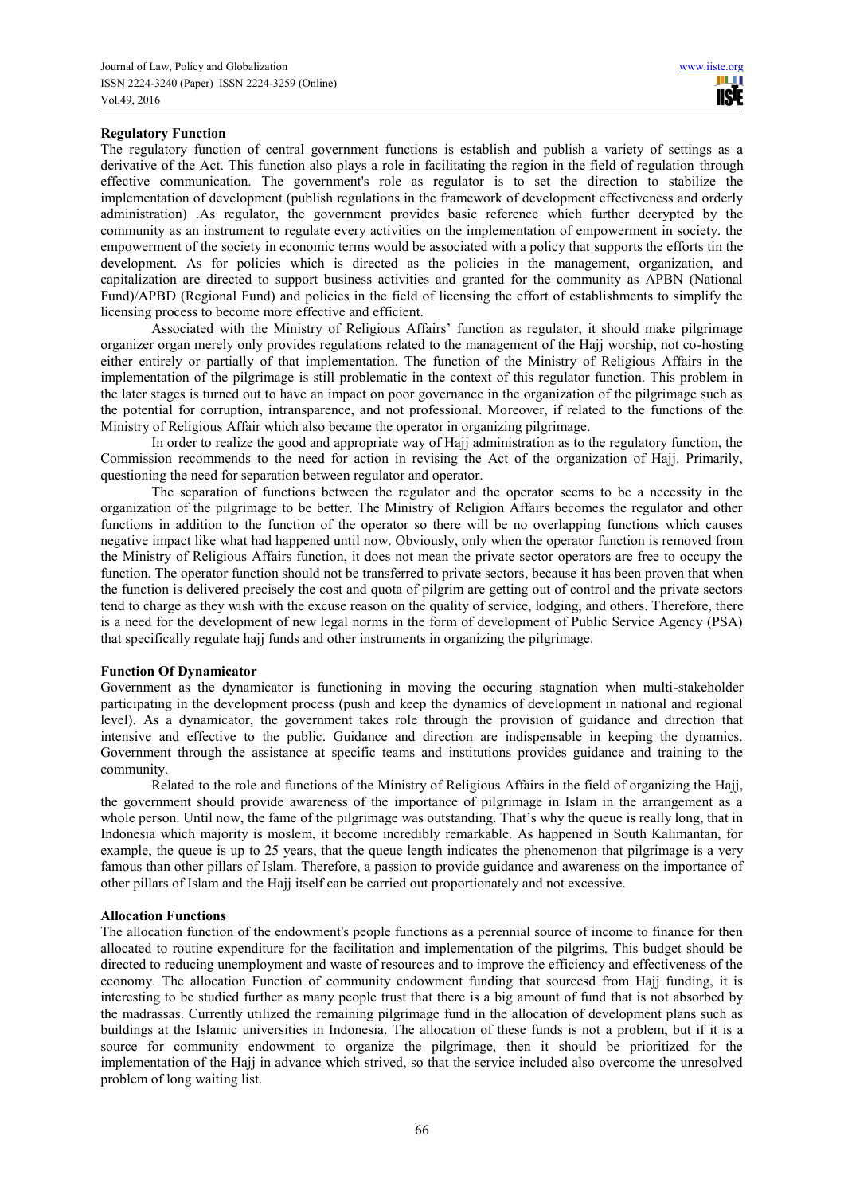**Regulatory Function**

The regulatory function of central government functions is establish and publish a variety of settings as a derivative of the Act. This function also plays a role in facilitating the region in the field of regulation through effective communication. The government's role as regulator is to set the direction to stabilize the implementation of development (publish regulations in the framework of development effectiveness and orderly administration) .As regulator, the government provides basic reference which further decrypted by the community as an instrument to regulate every activities on the implementation of empowerment in society. the empowerment of the society in economic terms would be associated with a policy that supports the efforts tin the development. As for policies which is directed as the policies in the management, organization, and capitalization are directed to support business activities and granted for the community as APBN (National Fund)/APBD (Regional Fund) and policies in the field of licensing the effort of establishments to simplify the licensing process to become more effective and efficient.

Associated with the Ministry of Religious Affairs' function as regulator, it should make pilgrimage organizer organ merely only provides regulations related to the management of the Hajj worship, not co-hosting either entirely or partially of that implementation. The function of the Ministry of Religious Affairs in the implementation of the pilgrimage is still problematic in the context of this regulator function. This problem in the later stages is turned out to have an impact on poor governance in the organization of the pilgrimage such as the potential for corruption, intransparence, and not professional. Moreover, if related to the functions of the Ministry of Religious Affair which also became the operator in organizing pilgrimage.

In order to realize the good and appropriate way of Hajj administration as to the regulatory function, the Commission recommends to the need for action in revising the Act of the organization of Hajj. Primarily, questioning the need for separation between regulator and operator.

The separation of functions between the regulator and the operator seems to be a necessity in the organization of the pilgrimage to be better. The Ministry of Religion Affairs becomes the regulator and other functions in addition to the function of the operator so there will be no overlapping functions which causes negative impact like what had happened until now. Obviously, only when the operator function is removed from the Ministry of Religious Affairs function, it does not mean the private sector operators are free to occupy the function. The operator function should not be transferred to private sectors, because it has been proven that when the function is delivered precisely the cost and quota of pilgrim are getting out of control and the private sectors tend to charge as they wish with the excuse reason on the quality of service, lodging, and others. Therefore, there is a need for the development of new legal norms in the form of development of Public Service Agency (PSA) that specifically regulate hajj funds and other instruments in organizing the pilgrimage.

**Function Of Dynamicator**

Government as the dynamicator is functioning in moving the occuring stagnation when multi-stakeholder participating in the development process (push and keep the dynamics of development in national and regional level). As a dynamicator, the government takes role through the provision of guidance and direction that intensive and effective to the public. Guidance and direction are indispensable in keeping the dynamics. Government through the assistance at specific teams and institutions provides guidance and training to the community.

Related to the role and functions of the Ministry of Religious Affairs in the field of organizing the Hajj, the government should provide awareness of the importance of pilgrimage in Islam in the arrangement as a whole person. Until now, the fame of the pilgrimage was outstanding. That's why the queue is really long, that in Indonesia which majority is moslem, it become incredibly remarkable. As happened in South Kalimantan, for example, the queue is up to 25 years, that the queue length indicates the phenomenon that pilgrimage is a very famous than other pillars of Islam. Therefore, a passion to provide guidance and awareness on the importance of other pillars of Islam and the Hajj itself can be carried out proportionately and not excessive.

**Allocation Functions**

The allocation function of the endowment's people functions as a perennial source of income to finance for then allocated to routine expenditure for the facilitation and implementation of the pilgrims. This budget should be directed to reducing unemployment and waste of resources and to improve the efficiency and effectiveness of the economy. The allocation Function of community endowment funding that sourcesd from Hajj funding, it is interesting to be studied further as many people trust that there is a big amount of fund that is not absorbed by the madrassas. Currently utilized the remaining pilgrimage fund in the allocation of development plans such as buildings at the Islamic universities in Indonesia. The allocation of these funds is not a problem, but if it is a source for community endowment to organize the pilgrimage, then it should be prioritized for the implementation of the Hajj in advance which strived, so that the service included also overcome the unresolved problem of long waiting list.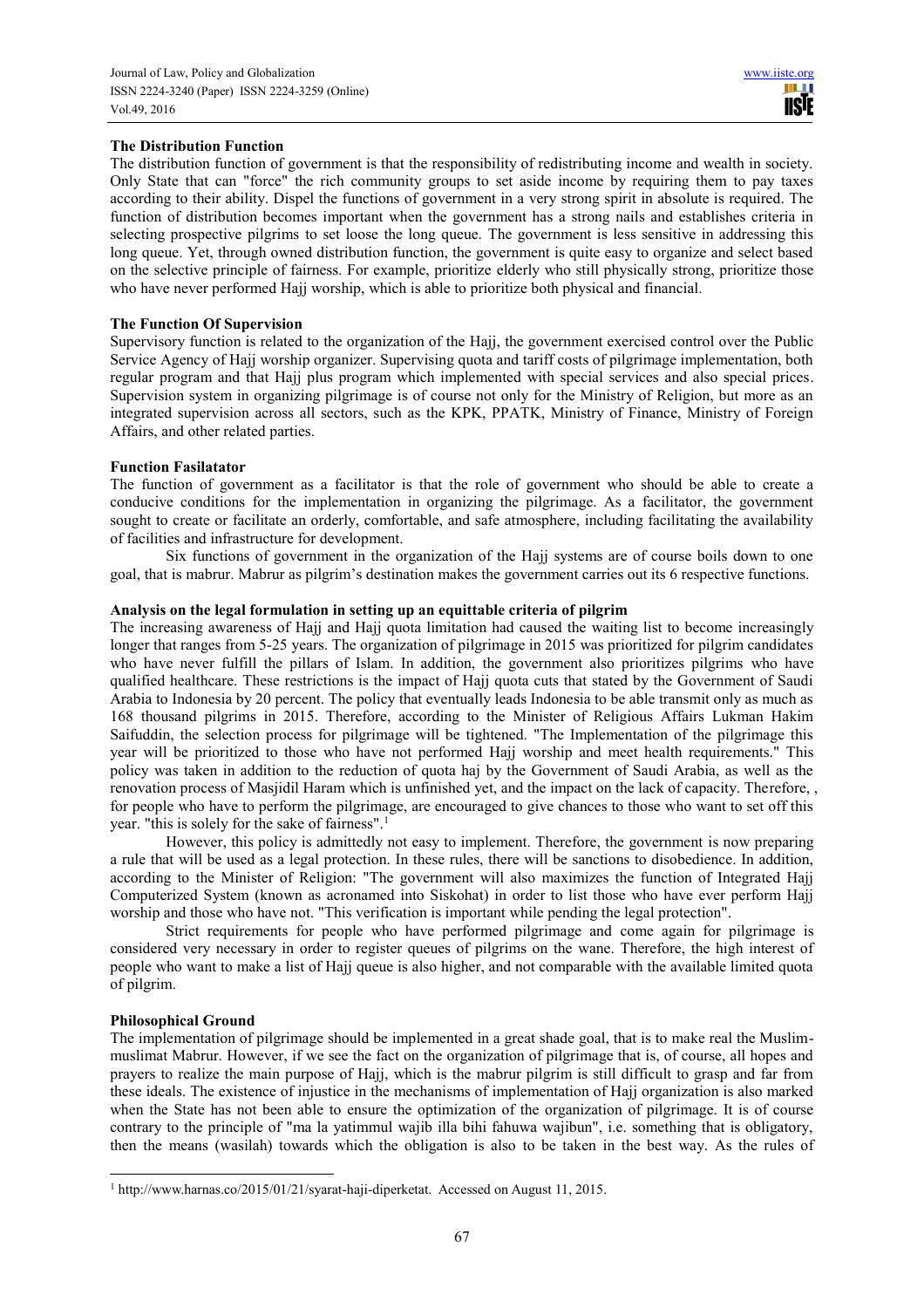**The Distribution Function**

The distribution function of government is that the responsibility of redistributing income and wealth in society. Only State that can "force" the rich community groups to set aside income by requiring them to pay taxes according to their ability. Dispel the functions of government in a very strong spirit in absolute is required. The function of distribution becomes important when the government has a strong nails and establishes criteria in selecting prospective pilgrims to set loose the long queue. The government is less sensitive in addressing this long queue. Yet, through owned distribution function, the government is quite easy to organize and select based on the selective principle of fairness. For example, prioritize elderly who still physically strong, prioritize those who have never performed Hajj worship, which is able to prioritize both physical and financial.

**The Function Of Supervision**

Supervisory function is related to the organization of the Hajj, the government exercised control over the Public Service Agency of Hajj worship organizer. Supervising quota and tariff costs of pilgrimage implementation, both regular program and that Hajj plus program which implemented with special services and also special prices. Supervision system in organizing pilgrimage is of course not only for the Ministry of Religion, but more as an integrated supervision across all sectors, such as the KPK, PPATK, Ministry of Finance, Ministry of Foreign Affairs, and other related parties.

**Function Fasilatator**

The function of government as a facilitator is that the role of government who should be able to create a conducive conditions for the implementation in organizing the pilgrimage. As a facilitator, the government sought to create or facilitate an orderly, comfortable, and safe atmosphere, including facilitating the availability of facilities and infrastructure for development.

Six functions of government in the organization of the Hajj systems are of course boils down to one goal, that is mabrur. Mabrur as pilgrim's destination makes the government carries out its 6 respective functions.

**Analysis on the legal formulation in setting up an equittable criteria of pilgrim**

The increasing awareness of Hajj and Hajj quota limitation had caused the waiting list to become increasingly longer that ranges from 5-25 years. The organization of pilgrimage in 2015 was prioritized for pilgrim candidates who have never fulfill the pillars of Islam. In addition, the government also prioritizes pilgrims who have qualified healthcare. These restrictions is the impact of Hajj quota cuts that stated by the Government of Saudi Arabia to Indonesia by 20 percent. The policy that eventually leads Indonesia to be able transmit only as much as 168 thousand pilgrims in 2015. Therefore, according to the Minister of Religious Affairs Lukman Hakim Saifuddin, the selection process for pilgrimage will be tightened. "The Implementation of the pilgrimage this year will be prioritized to those who have not performed Hajj worship and meet health requirements." This policy was taken in addition to the reduction of quota haj by the Government of Saudi Arabia, as well as the renovation process of Masjidil Haram which is unfinished yet, and the impact on the lack of capacity. Therefore, , for people who have to perform the pilgrimage, are encouraged to give chances to those who want to set off this year. "this is solely for the sake of fairness".[1]

However, this policy is admittedly not easy to implement. Therefore, the government is now preparing a rule that will be used as a legal protection. In these rules, there will be sanctions to disobedience. In addition, according to the Minister of Religion: "The government will also maximizes the function of Integrated Hajj Computerized System (known as acronamed into Siskohat) in order to list those who have ever perform Hajj worship and those who have not. "This verification is important while pending the legal protection".

Strict requirements for people who have performed pilgrimage and come again for pilgrimage is considered very necessary in order to register queues of pilgrims on the wane. Therefore, the high interest of people who want to make a list of Hajj queue is also higher, and not comparable with the available limited quota of pilgrim.

**Philosophical Ground**

The implementation of pilgrimage should be implemented in a great shade goal, that is to make real the Muslim-muslimat Mabrur. However, if we see the fact on the organization of pilgrimage that is, of course, all hopes and prayers to realize the main purpose of Hajj, which is the mabrur pilgrim is still difficult to grasp and far from these ideals. The existence of injustice in the mechanisms of implementation of Hajj organization is also marked when the State has not been able to ensure the optimization of the organization of pilgrimage. It is of course contrary to the principle of "ma la yatimmul wajib illa bihi fahuwa wajibun", i.e. something that is obligatory, then the means (wasilah) towards which the obligation is also to be taken in the best way. As the rules of

[1] http://www.harnas.co/2015/01/21/syarat-haji-diperketat. Accessed on August 11, 2015.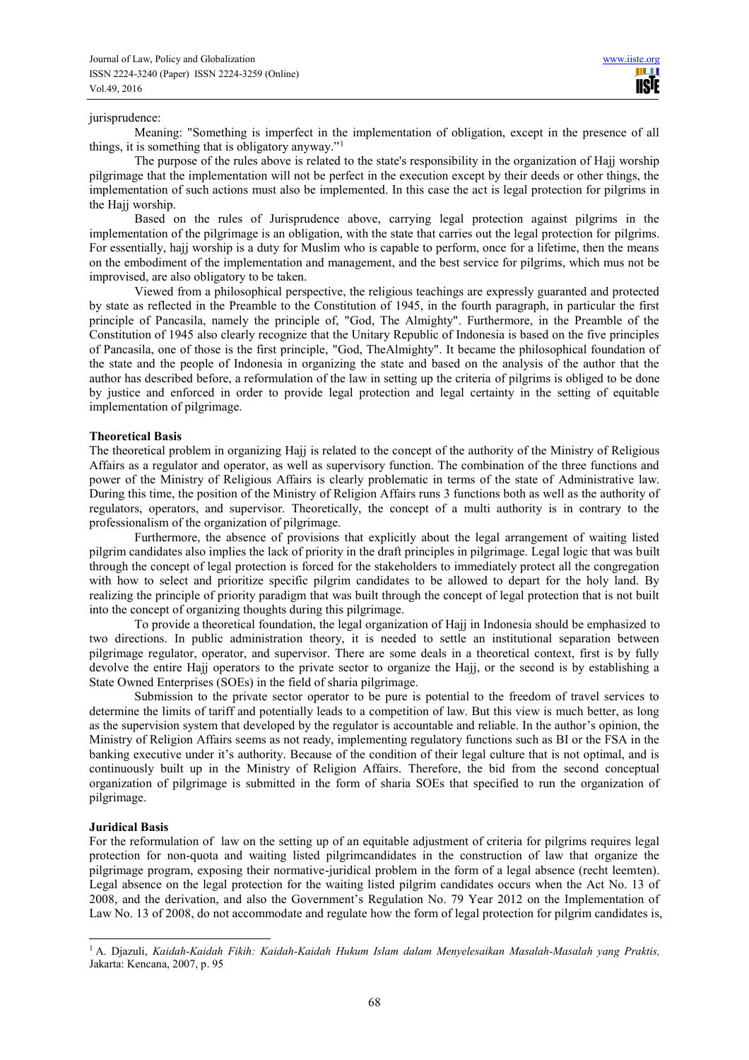jurisprudence:

Meaning: "Something is imperfect in the implementation of obligation, except in the presence of all things, it is something that is obligatory anyway."[1]

The purpose of the rules above is related to the state's responsibility in the organization of Hajj worship pilgrimage that the implementation will not be perfect in the execution except by their deeds or other things, the implementation of such actions must also be implemented. In this case the act is legal protection for pilgrims in the Hajj worship.

Based on the rules of Jurisprudence above, carrying legal protection against pilgrims in the implementation of the pilgrimage is an obligation, with the state that carries out the legal protection for pilgrims. For essentially, hajj worship is a duty for Muslim who is capable to perform, once for a lifetime, then the means on the embodiment of the implementation and management, and the best service for pilgrims, which mus not be improvised, are also obligatory to be taken.

Viewed from a philosophical perspective, the religious teachings are expressly guaranteed and protected by state as reflected in the Preamble to the Constitution of 1945, in the fourth paragraph, in particular the first principle of Pancasila, namely the principle of, "God, The Almighty". Furthermore, in the Preamble of the Constitution of 1945 also clearly recognize that the Unitary Republic of Indonesia is based on the five principles of Pancasila, one of those is the first principle, "God, TheAlmighty". It became the philosophical foundation of the state and the people of Indonesia in organizing the state and based on the analysis of the author that the author has described before, a reformulation of the law in setting up the criteria of pilgrims is obliged to be done by justice and enforced in order to provide legal protection and legal certainty in the setting of equitable implementation of pilgrimage.

**Theoretical Basis**

The theoretical problem in organizing Hajj is related to the concept of the authority of the Ministry of Religious Affairs as a regulator and operator, as well as supervisory function. The combination of the three functions and power of the Ministry of Religious Affairs is clearly problematic in terms of the state of Administrative law. During this time, the position of the Ministry of Religion Affairs runs 3 functions both as well as the authority of regulators, operators, and supervisor. Theoretically, the concept of a multi authority is in contrary to the professionalism of the organization of pilgrimage.

Furthermore, the absence of provisions that explicitly about the legal arrangement of waiting listed pilgrim candidates also implies the lack of priority in the draft principles in pilgrimage. Legal logic that was built through the concept of legal protection is forced for the stakeholders to immediately protect all the congregation with how to select and prioritize specific pilgrim candidates to be allowed to depart for the holy land. By realizing the principle of priority paradigm that was built through the concept of legal protection that is not built into the concept of organizing thoughts during this pilgrimage.

To provide a theoretical foundation, the legal organization of Hajj in Indonesia should be emphasized to two directions. In public administration theory, it is needed to settle an institutional separation between pilgrimage regulator, operator, and supervisor. There are some deals in a theoretical context, first is by fully devolve the entire Hajj operators to the private sector to organize the Hajj, or the second is by establishing a State Owned Enterprises (SOEs) in the field of sharia pilgrimage.

Submission to the private sector operator to be pure is potential to the freedom of travel services to determine the limits of tariff and potentially leads to a competition of law. But this view is much better, as long as the supervision system that developed by the regulator is accountable and reliable. In the author's opinion, the Ministry of Religion Affairs seems as not ready, implementing regulatory functions such as BI or the FSA in the banking executive under it's authority. Because of the condition of their legal culture that is not optimal, and is continuously built up in the Ministry of Religion Affairs. Therefore, the bid from the second conceptual organization of pilgrimage is submitted in the form of sharia SOEs that specified to run the organization of pilgrimage.

**Juridical Basis**

For the reformulation of law on the setting up of an equitable adjustment of criteria for pilgrims requires legal protection for non-quota and waiting listed pilgrimcandidates in the construction of law that organize the pilgrimage program, exposing their normative-juridical problem in the form of a legal absence (recht leemten). Legal absence on the legal protection for the waiting listed pilgrim candidates occurs when the Act No. 13 of 2008, and the derivation, and also the Government's Regulation No. 79 Year 2012 on the Implementation of Law No. 13 of 2008, do not accommodate and regulate how the form of legal protection for pilgrim candidates is,

---

[1] A. Djazuli, *Kaidah-Kaidah Fikih: Kaidah-Kaidah Hukum Islam dalam Menyelesaikan Masalah-Masalah yang Praktis,* Jakarta: Kencana, 2007, p. 95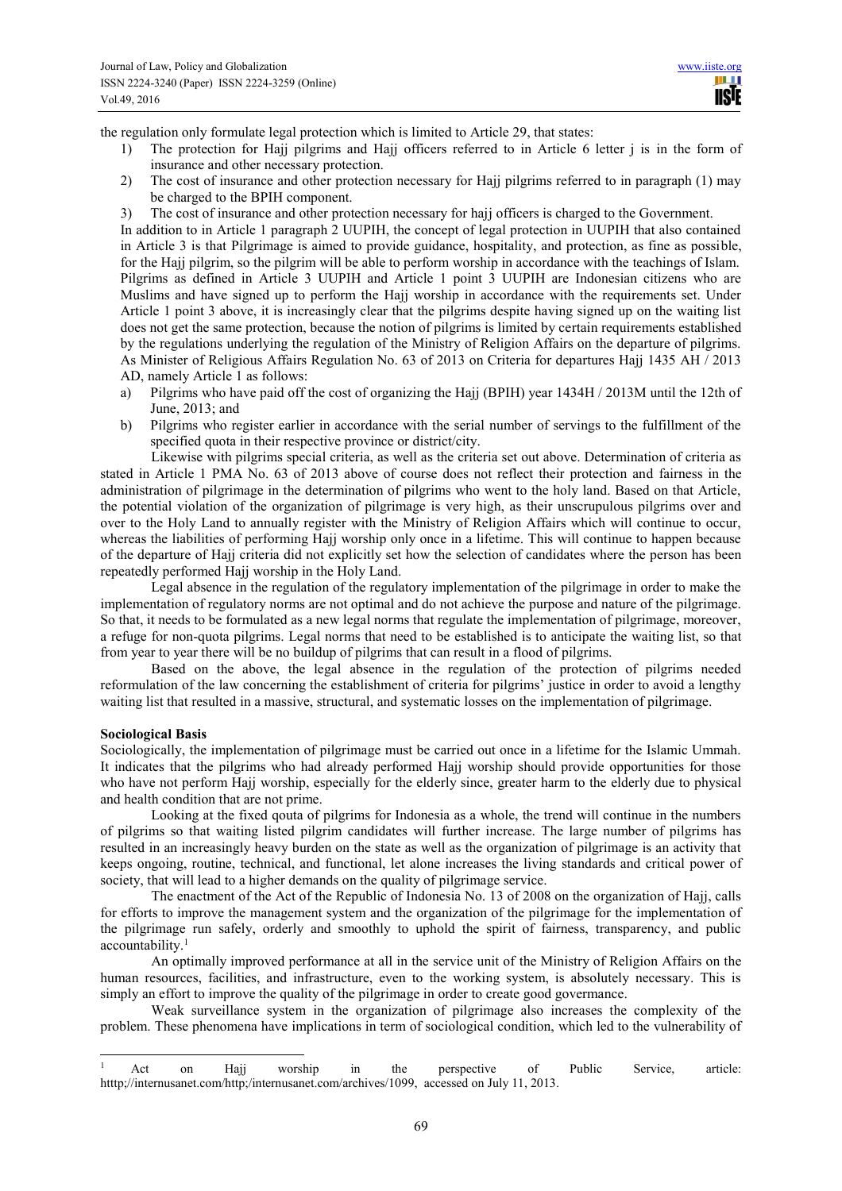the regulation only formulate legal protection which is limited to Article 29, that states:

1) The protection for Hajj pilgrims and Hajj officers referred to in Article 6 letter j is in the form of insurance and other necessary protection.
2) The cost of insurance and other protection necessary for Hajj pilgrims referred to in paragraph (1) may be charged to the BPIH component.
3) The cost of insurance and other protection necessary for hajj officers is charged to the Government.

In addition to in Article 1 paragraph 2 UUPIH, the concept of legal protection in UUPIH that also contained in Article 3 is that Pilgrimage is aimed to provide guidance, hospitality, and protection, as fine as possible, for the Hajj pilgrim, so the pilgrim will be able to perform worship in accordance with the teachings of Islam. Pilgrims as defined in Article 3 UUPIH and Article 1 point 3 UUPIH are Indonesian citizens who are Muslims and have signed up to perform the Hajj worship in accordance with the requirements set. Under Article 1 point 3 above, it is increasingly clear that the pilgrims despite having signed up on the waiting list does not get the same protection, because the notion of pilgrims is limited by certain requirements established by the regulations underlying the regulation of the Ministry of Religion Affairs on the departure of pilgrims. As Minister of Religious Affairs Regulation No. 63 of 2013 on Criteria for departures Hajj 1435 AH / 2013 AD, namely Article 1 as follows:

a) Pilgrims who have paid off the cost of organizing the Hajj (BPIH) year 1434H / 2013M until the 12th of June, 2013; and
b) Pilgrims who register earlier in accordance with the serial number of servings to the fulfillment of the specified quota in their respective province or district/city.

Likewise with pilgrims special criteria, as well as the criteria set out above. Determination of criteria as stated in Article 1 PMA No. 63 of 2013 above of course does not reflect their protection and fairness in the administration of pilgrimage in the determination of pilgrims who went to the holy land. Based on that Article, the potential violation of the organization of pilgrimage is very high, as their unscrupulous pilgrims over and over to the Holy Land to annually register with the Ministry of Religion Affairs which will continue to occur, whereas the liabilities of performing Hajj worship only once in a lifetime. This will continue to happen because of the departure of Hajj criteria did not explicitly set how the selection of candidates where the person has been repeatedly performed Hajj worship in the Holy Land.

Legal absence in the regulation of the regulatory implementation of the pilgrimage in order to make the implementation of regulatory norms are not optimal and do not achieve the purpose and nature of the pilgrimage. So that, it needs to be formulated as a new legal norms that regulate the implementation of pilgrimage, moreover, a refuge for non-quota pilgrims. Legal norms that need to be established is to anticipate the waiting list, so that from year to year there will be no buildup of pilgrims that can result in a flood of pilgrims.

Based on the above, the legal absence in the regulation of the protection of pilgrims needed reformulation of the law concerning the establishment of criteria for pilgrims' justice in order to avoid a lengthy waiting list that resulted in a massive, structural, and systematic losses on the implementation of pilgrimage.

**Sociological Basis**

Sociologically, the implementation of pilgrimage must be carried out once in a lifetime for the Islamic Ummah. It indicates that the pilgrims who had already performed Hajj worship should provide opportunities for those who have not perform Hajj worship, especially for the elderly since, greater harm to the elderly due to physical and health condition that are not prime.

Looking at the fixed qouta of pilgrims for Indonesia as a whole, the trend will continue in the numbers of pilgrims so that waiting listed pilgrim candidates will further increase. The large number of pilgrims has resulted in an increasingly heavy burden on the state as well as the organization of pilgrimage is an activity that keeps ongoing, routine, technical, and functional, let alone increases the living standards and critical power of society, that will lead to a higher demands on the quality of pilgrimage service.

The enactment of the Act of the Republic of Indonesia No. 13 of 2008 on the organization of Hajj, calls for efforts to improve the management system and the organization of the pilgrimage for the implementation of the pilgrimage run safely, orderly and smoothly to uphold the spirit of fairness, transparency, and public accountability.[1]

An optimally improved performance at all in the service unit of the Ministry of Religion Affairs on the human resources, facilities, and infrastructure, even to the working system, is absolutely necessary. This is simply an effort to improve the quality of the pilgrimage in order to create good govermance.

Weak surveillance system in the organization of pilgrimage also increases the complexity of the problem. These phenomena have implications in term of sociological condition, which led to the vulnerability of

---

[1] Act on Hajj worship in the perspective of Public Service, article: htttp;//internusanet.com/http;/internusanet.com/archives/1099, accessed on July 11, 2013.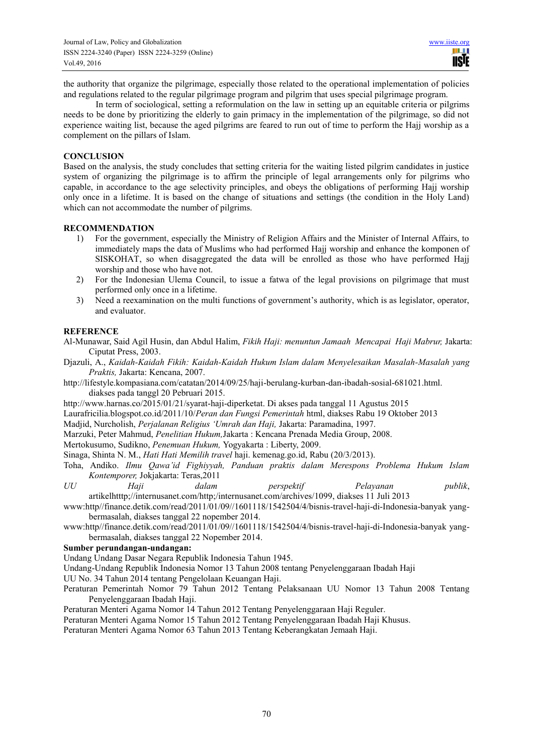the authority that organize the pilgrimage, especially those related to the operational implementation of policies and regulations related to the regular pilgrimage program and pilgrim that uses special pilgrimage program.

In term of sociological, setting a reformulation on the law in setting up an equitable criteria or pilgrims needs to be done by prioritizing the elderly to gain primacy in the implementation of the pilgrimage, so did not experience waiting list, because the aged pilgrims are feared to run out of time to perform the Hajj worship as a complement on the pillars of Islam.

## CONCLUSION

Based on the analysis, the study concludes that setting criteria for the waiting listed pilgrim candidates in justice system of organizing the pilgrimage is to affirm the principle of legal arrangements only for pilgrims who capable, in accordance to the age selectivity principles, and obeys the obligations of performing Hajj worship only once in a lifetime. It is based on the change of situations and settings (the condition in the Holy Land) which can not accommodate the number of pilgrims.

## RECOMMENDATION

1) For the government, especially the Ministry of Religion Affairs and the Minister of Internal Affairs, to immediately maps the data of Muslims who had performed Hajj worship and enhance the komponen of SISKOHAT, so when disaggregated the data will be enrolled as those who have performed Hajj worship and those who have not.
2) For the Indonesian Ulema Council, to issue a fatwa of the legal provisions on pilgrimage that must performed only once in a lifetime.
3) Need a reexamination on the multi functions of government's authority, which is as legislator, operator, and evaluator.

## REFERENCE

Al-Munawar, Said Agil Husin, dan Abdul Halim, *Fikih Haji: menuntun Jamaah Mencapai Haji Mabrur,* Jakarta: Ciputat Press, 2003.

Djazuli, A., *Kaidah-Kaidah Fikih: Kaidah-Kaidah Hukum Islam dalam Menyelesaikan Masalah-Masalah yang Praktis,* Jakarta: Kencana, 2007.

http://lifestyle.kompasiana.com/catatan/2014/09/25/haji-berulang-kurban-dan-ibadah-sosial-681021.html. diakses pada tanggl 20 Pebruari 2015.

http://www.harnas.co/2015/01/21/syarat-haji-diperketat. Di akses pada tanggal 11 Agustus 2015

Laurafricilia.blogspot.co.id/2011/10/*Peran dan Fungsi Pemerintah* html, diakses Rabu 19 Oktober 2013

Madjid, Nurcholish, *Perjalanan Religius 'Umrah dan Haji,* Jakarta: Paramadina, 1997.

Marzuki, Peter Mahmud, *Penelitian Hukum,*Jakarta : Kencana Prenada Media Group, 2008.

Mertokusumo, Sudikno, *Penemuan Hukum,* Yogyakarta : Liberty, 2009.

Sinaga, Shinta N. M., *Hati Hati Memilih travel* haji. kemenag.go.id, Rabu (20/3/2013).

Toha, Andiko. *Ilmu Qawa'id Fighiyyah, Panduan praktis dalam Merespons Problema Hukum Islam Kontempore,* Jokjakarta: Teras,2011

*UU Haji dalam perspektif Pelayanan publik*, artikelhtttp;//internusanet.com/http;/internusanet.com/archives/1099, diakses 11 Juli 2013

www:http//finance.detik.com/read/2011/01/09//1601118/1542504/4/bisnis-travel-haji-di-Indonesia-banyak yang-bermasalah, diakses tanggal 22 nopember 2014.

www:http//finance.detik.com/read/2011/01/09//1601118/1542504/4/bisnis-travel-haji-di-Indonesia-banyak yang-bermasalah, diakses tanggal 22 Nopember 2014.

**Sumber perundangan-undangan:**

Undang Undang Dasar Negara Republik Indonesia Tahun 1945.

Undang-Undang Republik Indonesia Nomor 13 Tahun 2008 tentang Penyelenggaraan Ibadah Haji

UU No. 34 Tahun 2014 tentang Pengelolaan Keuangan Haji.

Peraturan Pemerintah Nomor 79 Tahun 2012 Tentang Pelaksanaan UU Nomor 13 Tahun 2008 Tentang Penyelenggaraan Ibadah Haji.

Peraturan Menteri Agama Nomor 14 Tahun 2012 Tentang Penyelenggaraan Haji Reguler.

Peraturan Menteri Agama Nomor 15 Tahun 2012 Tentang Penyelenggaraan Ibadah Haji Khusus.

Peraturan Menteri Agama Nomor 63 Tahun 2013 Tentang Keberangkatan Jemaah Haji.